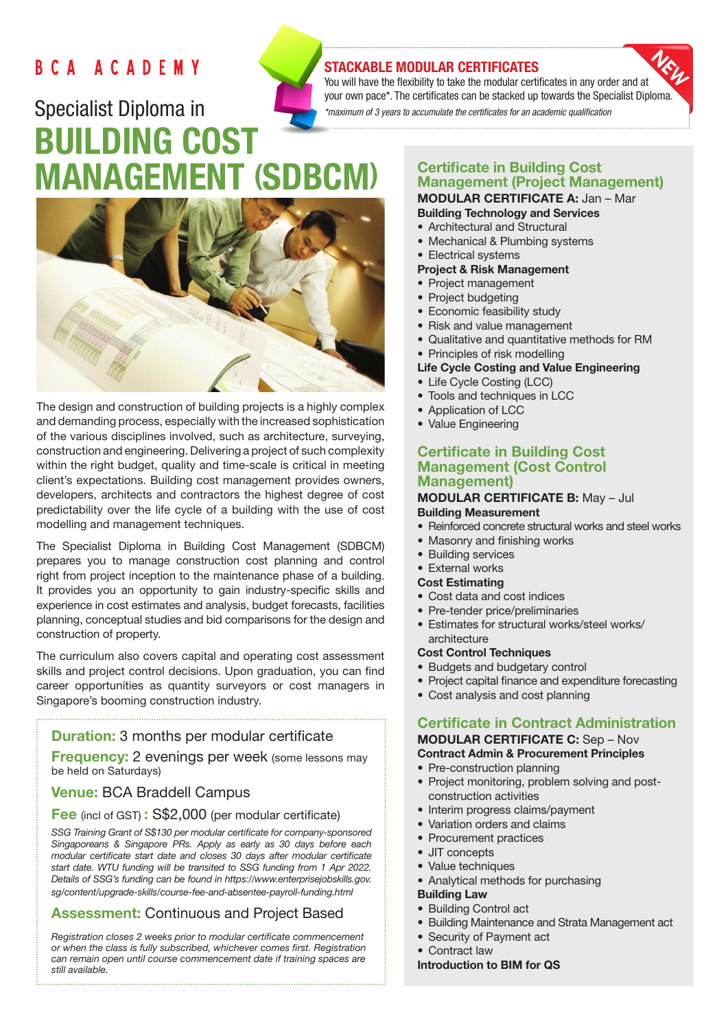BCA ACADEMY

# Specialist Diploma in BUILDING COST MANAGEMENT (SDBCM)

## STACKABLE MODULAR CERTIFICATES

You will have the flexibility to take the modular certificates in any order and at your own pace*. The certificates can be stacked up towards the Specialist Diploma.

*\*maximum of 3 years to accumulate the certificates for an academic qualification*

NEW

The design and construction of building projects is a highly complex and demanding process, especially with the increased sophistication of the various disciplines involved, such as architecture, surveying, construction and engineering. Delivering a project of such complexity within the right budget, quality and time-scale is critical in meeting client's expectations. Building cost management provides owners, developers, architects and contractors the highest degree of cost predictability over the life cycle of a building with the use of cost modelling and management techniques.

The Specialist Diploma in Building Cost Management (SDBCM) prepares you to manage construction cost planning and control right from project inception to the maintenance phase of a building. It provides you an opportunity to gain industry-specific skills and experience in cost estimates and analysis, budget forecasts, facilities planning, conceptual studies and bid comparisons for the design and construction of property.

The curriculum also covers capital and operating cost assessment skills and project control decisions. Upon graduation, you can find career opportunities as quantity surveyors or cost managers in Singapore's booming construction industry.

**Duration:** 3 months per modular certificate

**Frequency:** 2 evenings per week (some lessons may be held on Saturdays)

**Venue:** BCA Braddell Campus

**Fee** (incl of GST) **:** S$2,000 (per modular certificate)

*SSG Training Grant of S$130 per modular certificate for company-sponsored Singaporeans & Singapore PRs. Apply as early as 30 days before each modular certificate start date and closes 30 days after modular certificate start date. WTU funding will be transited to SSG funding from 1 Apr 2022. Details of SSG's funding can be found in https://www.enterprisejobskills.gov.sg/content/upgrade-skills/course-fee-and-absentee-payroll-funding.html*

**Assessment:** Continuous and Project Based

*Registration closes 2 weeks prior to modular certificate commencement or when the class is fully subscribed, whichever comes first. Registration can remain open until course commencement date if training spaces are still available.*

### Certificate in Building Cost Management (Project Management)

**MODULAR CERTIFICATE A:** Jan – Mar

**Building Technology and Services**
- Architectural and Structural
- Mechanical & Plumbing systems
- Electrical systems

**Project & Risk Management**
- Project management
- Project budgeting
- Economic feasibility study
- Risk and value management
- Qualitative and quantitative methods for RM
- Principles of risk modelling

**Life Cycle Costing and Value Engineering**
- Life Cycle Costing (LCC)
- Tools and techniques in LCC
- Application of LCC
- Value Engineering

### Certificate in Building Cost Management (Cost Control Management)

**MODULAR CERTIFICATE B:** May – Jul

**Building Measurement**
- Reinforced concrete structural works and steel works
- Masonry and finishing works
- Building services
- External works

**Cost Estimating**
- Cost data and cost indices
- Pre-tender price/preliminaries
- Estimates for structural works/steel works/ architecture

**Cost Control Techniques**
- Budgets and budgetary control
- Project capital finance and expenditure forecasting
- Cost analysis and cost planning

### Certificate in Contract Administration

**MODULAR CERTIFICATE C:** Sep – Nov

**Contract Admin & Procurement Principles**
- Pre-construction planning
- Project monitoring, problem solving and post-construction activities
- Interim progress claims/payment
- Variation orders and claims
- Procurement practices
- JIT concepts
- Value techniques
- Analytical methods for purchasing

**Building Law**
- Building Control act
- Building Maintenance and Strata Management act
- Security of Payment act
- Contract law

**Introduction to BIM for QS**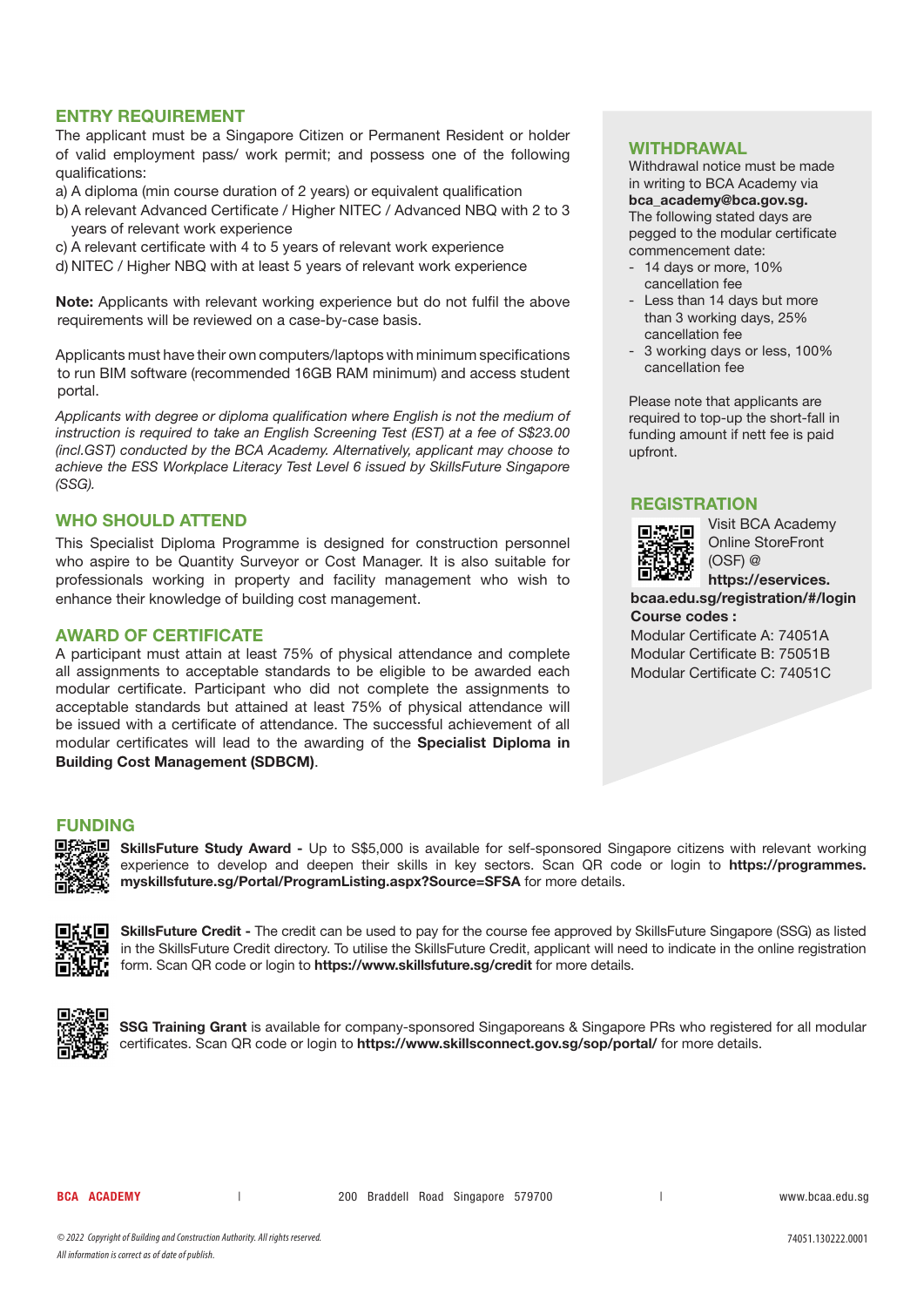## ENTRY REQUIREMENT

The applicant must be a Singapore Citizen or Permanent Resident or holder of valid employment pass/ work permit; and possess one of the following qualifications:

a) A diploma (min course duration of 2 years) or equivalent qualification
b) A relevant Advanced Certificate / Higher NITEC / Advanced NBQ with 2 to 3 years of relevant work experience
c) A relevant certificate with 4 to 5 years of relevant work experience
d) NITEC / Higher NBQ with at least 5 years of relevant work experience

**Note:** Applicants with relevant working experience but do not fulfil the above requirements will be reviewed on a case-by-case basis.

Applicants must have their own computers/laptops with minimum specifications to run BIM software (recommended 16GB RAM minimum) and access student portal.

*Applicants with degree or diploma qualification where English is not the medium of instruction is required to take an English Screening Test (EST) at a fee of S$23.00 (incl.GST) conducted by the BCA Academy. Alternatively, applicant may choose to achieve the ESS Workplace Literacy Test Level 6 issued by SkillsFuture Singapore (SSG).*

## WHO SHOULD ATTEND

This Specialist Diploma Programme is designed for construction personnel who aspire to be Quantity Surveyor or Cost Manager. It is also suitable for professionals working in property and facility management who wish to enhance their knowledge of building cost management.

## AWARD OF CERTIFICATE

A participant must attain at least 75% of physical attendance and complete all assignments to acceptable standards to be eligible to be awarded each modular certificate. Participant who did not complete the assignments to acceptable standards but attained at least 75% of physical attendance will be issued with a certificate of attendance. The successful achievement of all modular certificates will lead to the awarding of the **Specialist Diploma in Building Cost Management (SDBCM)**.

## WITHDRAWAL

Withdrawal notice must be made in writing to BCA Academy via **bca_academy@bca.gov.sg.** The following stated days are pegged to the modular certificate commencement date:

- 14 days or more, 10% cancellation fee
- Less than 14 days but more than 3 working days, 25% cancellation fee
- 3 working days or less, 100% cancellation fee

Please note that applicants are required to top-up the short-fall in funding amount if nett fee is paid upfront.

## REGISTRATION

Visit BCA Academy Online StoreFront (OSF) @ **https://eservices.bcaa.edu.sg/registration/#/login**

**Course codes :**

Modular Certificate A: 74051A
Modular Certificate B: 75051B
Modular Certificate C: 74051C

## FUNDING

**SkillsFuture Study Award -** Up to S$5,000 is available for self-sponsored Singapore citizens with relevant working experience to develop and deepen their skills in key sectors. Scan QR code or login to **https://programmes.myskillsfuture.sg/Portal/ProgramListing.aspx?Source=SFSA** for more details.

**SkillsFuture Credit -** The credit can be used to pay for the course fee approved by SkillsFuture Singapore (SSG) as listed in the SkillsFuture Credit directory. To utilise the SkillsFuture Credit, applicant will need to indicate in the online registration form. Scan QR code or login to **https://www.skillsfuture.sg/credit** for more details.

**SSG Training Grant** is available for company-sponsored Singaporeans & Singapore PRs who registered for all modular certificates. Scan QR code or login to **https://www.skillsconnect.gov.sg/sop/portal/** for more details.

BCA ACADEMY | 200 Braddell Road Singapore 579700 | www.bcaa.edu.sg

*© 2022 Copyright of Building and Construction Authority. All rights reserved.*
*All information is correct as of date of publish.*

74051.130222.0001